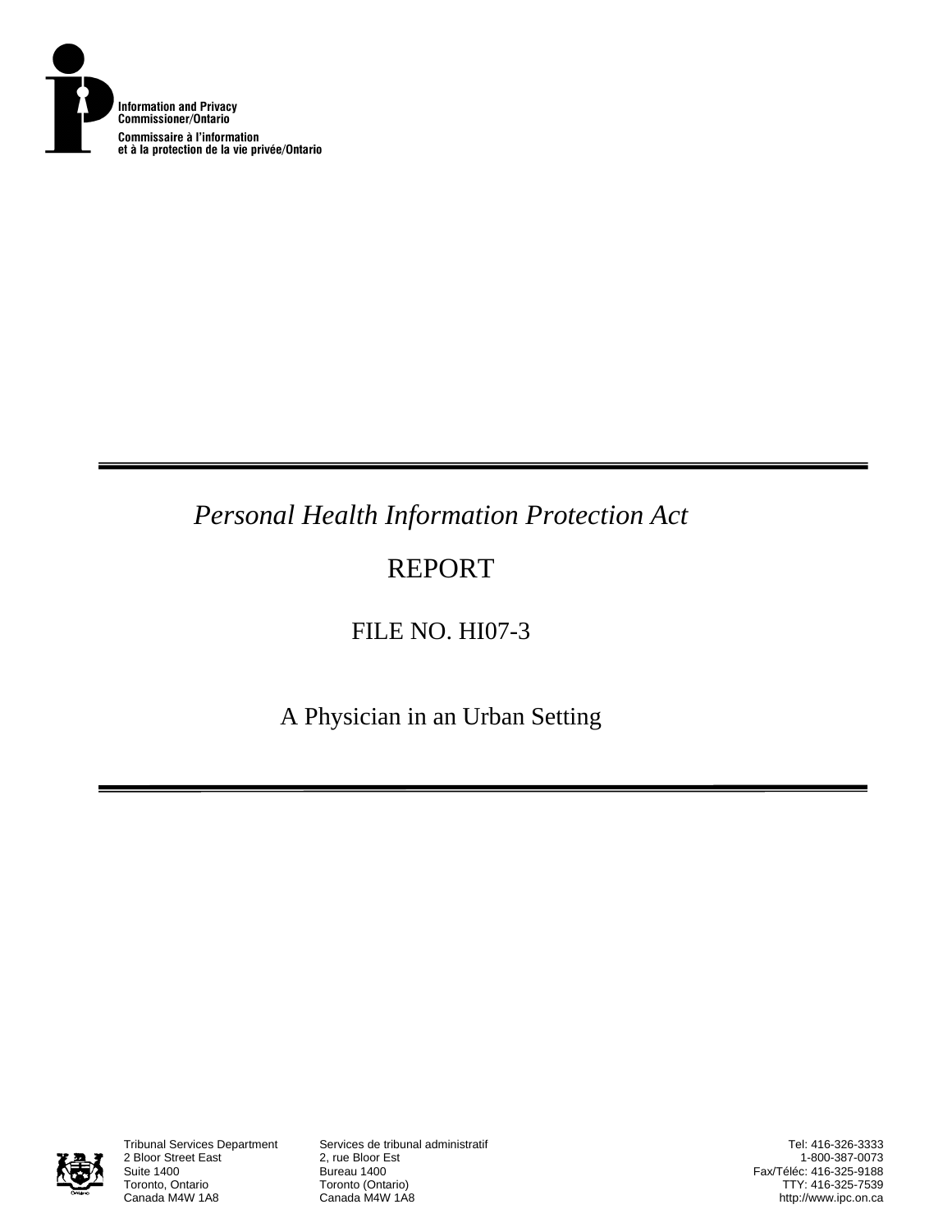Information and Privacy Commissioner/Ontario

Commissaire à l'information et à la protection de la vie privée/Ontario

*Personal Health Information Protection Act*

# REPORT

## FILE NO. HI07-3

## A Physician in an Urban Setting

Tribunal Services Department
2 Bloor Street East
Suite 1400
Toronto, Ontario
Canada M4W 1A8

Services de tribunal administratif
2, rue Bloor Est
Bureau 1400
Toronto (Ontario)
Canada M4W 1A8

Tel: 416-326-3333
1-800-387-0073
Fax/Téléc: 416-325-9188
TTY: 416-325-7539
http://www.ipc.on.ca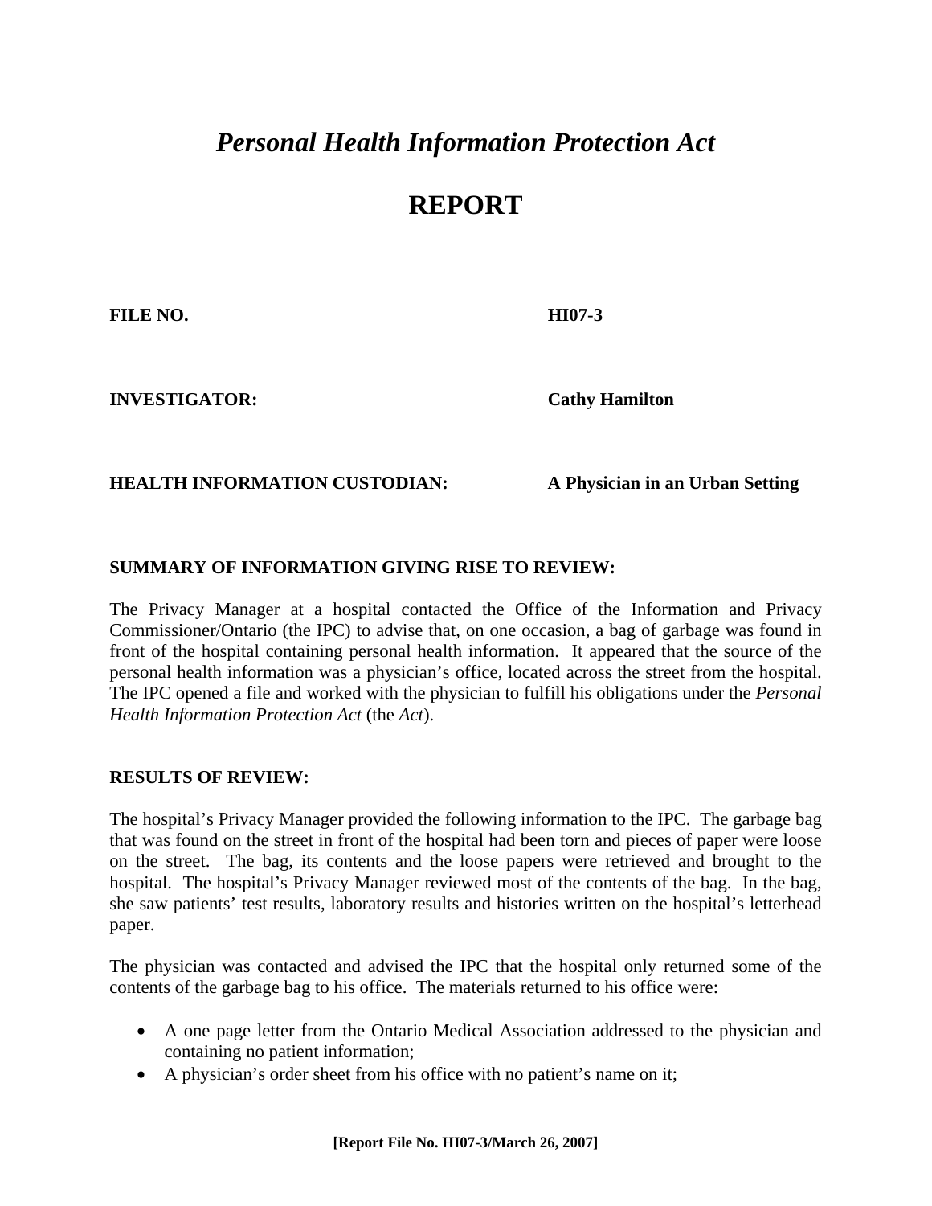# *Personal Health Information Protection Act*

# REPORT

**FILE NO.** **HI07-3**

**INVESTIGATOR:** **Cathy Hamilton**

**HEALTH INFORMATION CUSTODIAN:** **A Physician in an Urban Setting**

## SUMMARY OF INFORMATION GIVING RISE TO REVIEW:

The Privacy Manager at a hospital contacted the Office of the Information and Privacy Commissioner/Ontario (the IPC) to advise that, on one occasion, a bag of garbage was found in front of the hospital containing personal health information. It appeared that the source of the personal health information was a physician's office, located across the street from the hospital. The IPC opened a file and worked with the physician to fulfill his obligations under the *Personal Health Information Protection Act* (the *Act*).

## RESULTS OF REVIEW:

The hospital's Privacy Manager provided the following information to the IPC. The garbage bag that was found on the street in front of the hospital had been torn and pieces of paper were loose on the street. The bag, its contents and the loose papers were retrieved and brought to the hospital. The hospital's Privacy Manager reviewed most of the contents of the bag. In the bag, she saw patients' test results, laboratory results and histories written on the hospital's letterhead paper.

The physician was contacted and advised the IPC that the hospital only returned some of the contents of the garbage bag to his office. The materials returned to his office were:

- A one page letter from the Ontario Medical Association addressed to the physician and containing no patient information;
- A physician's order sheet from his office with no patient's name on it;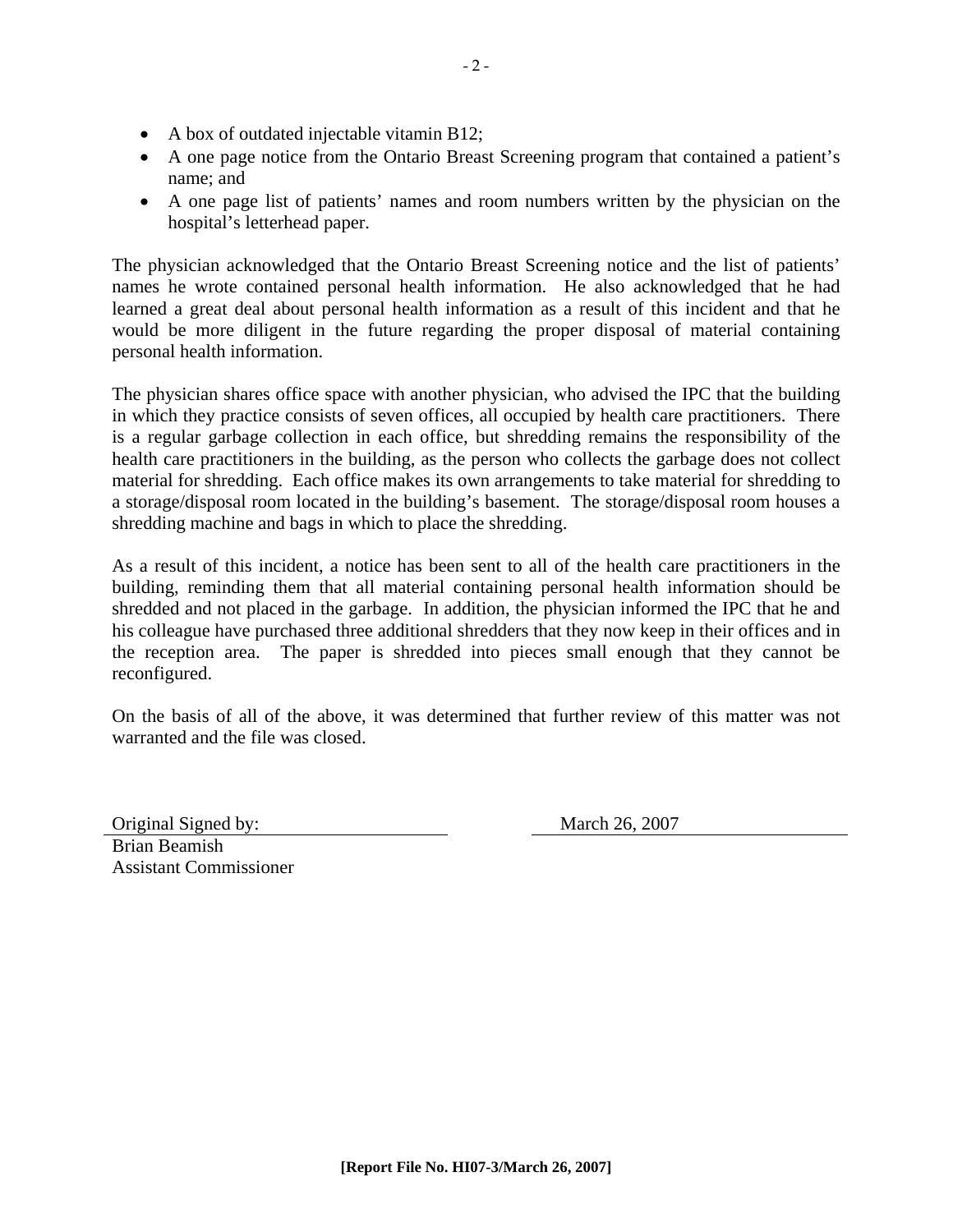- A box of outdated injectable vitamin B12;
- A one page notice from the Ontario Breast Screening program that contained a patient's name; and
- A one page list of patients' names and room numbers written by the physician on the hospital's letterhead paper.

The physician acknowledged that the Ontario Breast Screening notice and the list of patients' names he wrote contained personal health information. He also acknowledged that he had learned a great deal about personal health information as a result of this incident and that he would be more diligent in the future regarding the proper disposal of material containing personal health information.

The physician shares office space with another physician, who advised the IPC that the building in which they practice consists of seven offices, all occupied by health care practitioners. There is a regular garbage collection in each office, but shredding remains the responsibility of the health care practitioners in the building, as the person who collects the garbage does not collect material for shredding. Each office makes its own arrangements to take material for shredding to a storage/disposal room located in the building's basement. The storage/disposal room houses a shredding machine and bags in which to place the shredding.

As a result of this incident, a notice has been sent to all of the health care practitioners in the building, reminding them that all material containing personal health information should be shredded and not placed in the garbage. In addition, the physician informed the IPC that he and his colleague have purchased three additional shredders that they now keep in their offices and in the reception area. The paper is shredded into pieces small enough that they cannot be reconfigured.

On the basis of all of the above, it was determined that further review of this matter was not warranted and the file was closed.

Original Signed by: March 26, 2007

Brian Beamish
Assistant Commissioner

**[Report File No. HI07-3/March 26, 2007]**